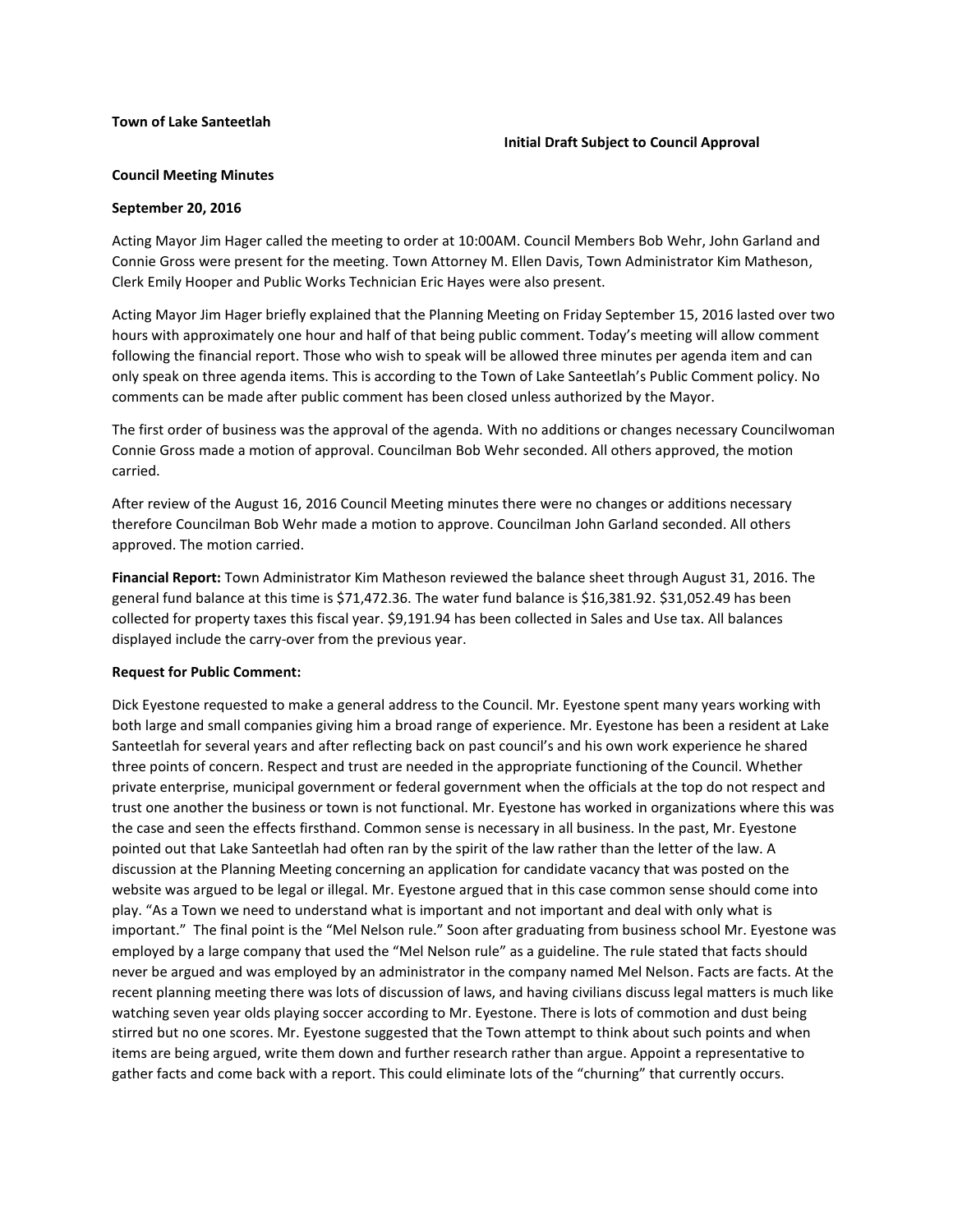**Town of Lake Santeetlah**

**Initial Draft Subject to Council Approval**

**Council Meeting Minutes**

**September 20, 2016**

Acting Mayor Jim Hager called the meeting to order at 10:00AM. Council Members Bob Wehr, John Garland and Connie Gross were present for the meeting. Town Attorney M. Ellen Davis, Town Administrator Kim Matheson, Clerk Emily Hooper and Public Works Technician Eric Hayes were also present.

Acting Mayor Jim Hager briefly explained that the Planning Meeting on Friday September 15, 2016 lasted over two hours with approximately one hour and half of that being public comment. Today's meeting will allow comment following the financial report. Those who wish to speak will be allowed three minutes per agenda item and can only speak on three agenda items. This is according to the Town of Lake Santeetlah's Public Comment policy. No comments can be made after public comment has been closed unless authorized by the Mayor.

The first order of business was the approval of the agenda. With no additions or changes necessary Councilwoman Connie Gross made a motion of approval. Councilman Bob Wehr seconded. All others approved, the motion carried.

After review of the August 16, 2016 Council Meeting minutes there were no changes or additions necessary therefore Councilman Bob Wehr made a motion to approve. Councilman John Garland seconded. All others approved. The motion carried.

**Financial Report:** Town Administrator Kim Matheson reviewed the balance sheet through August 31, 2016. The general fund balance at this time is $71,472.36. The water fund balance is $16,381.92. $31,052.49 has been collected for property taxes this fiscal year. $9,191.94 has been collected in Sales and Use tax. All balances displayed include the carry-over from the previous year.

**Request for Public Comment:**

Dick Eyestone requested to make a general address to the Council. Mr. Eyestone spent many years working with both large and small companies giving him a broad range of experience. Mr. Eyestone has been a resident at Lake Santeetlah for several years and after reflecting back on past council's and his own work experience he shared three points of concern. Respect and trust are needed in the appropriate functioning of the Council. Whether private enterprise, municipal government or federal government when the officials at the top do not respect and trust one another the business or town is not functional. Mr. Eyestone has worked in organizations where this was the case and seen the effects firsthand. Common sense is necessary in all business. In the past, Mr. Eyestone pointed out that Lake Santeetlah had often ran by the spirit of the law rather than the letter of the law. A discussion at the Planning Meeting concerning an application for candidate vacancy that was posted on the website was argued to be legal or illegal. Mr. Eyestone argued that in this case common sense should come into play. "As a Town we need to understand what is important and not important and deal with only what is important." The final point is the "Mel Nelson rule." Soon after graduating from business school Mr. Eyestone was employed by a large company that used the "Mel Nelson rule" as a guideline. The rule stated that facts should never be argued and was employed by an administrator in the company named Mel Nelson. Facts are facts. At the recent planning meeting there was lots of discussion of laws, and having civilians discuss legal matters is much like watching seven year olds playing soccer according to Mr. Eyestone. There is lots of commotion and dust being stirred but no one scores. Mr. Eyestone suggested that the Town attempt to think about such points and when items are being argued, write them down and further research rather than argue. Appoint a representative to gather facts and come back with a report. This could eliminate lots of the "churning" that currently occurs.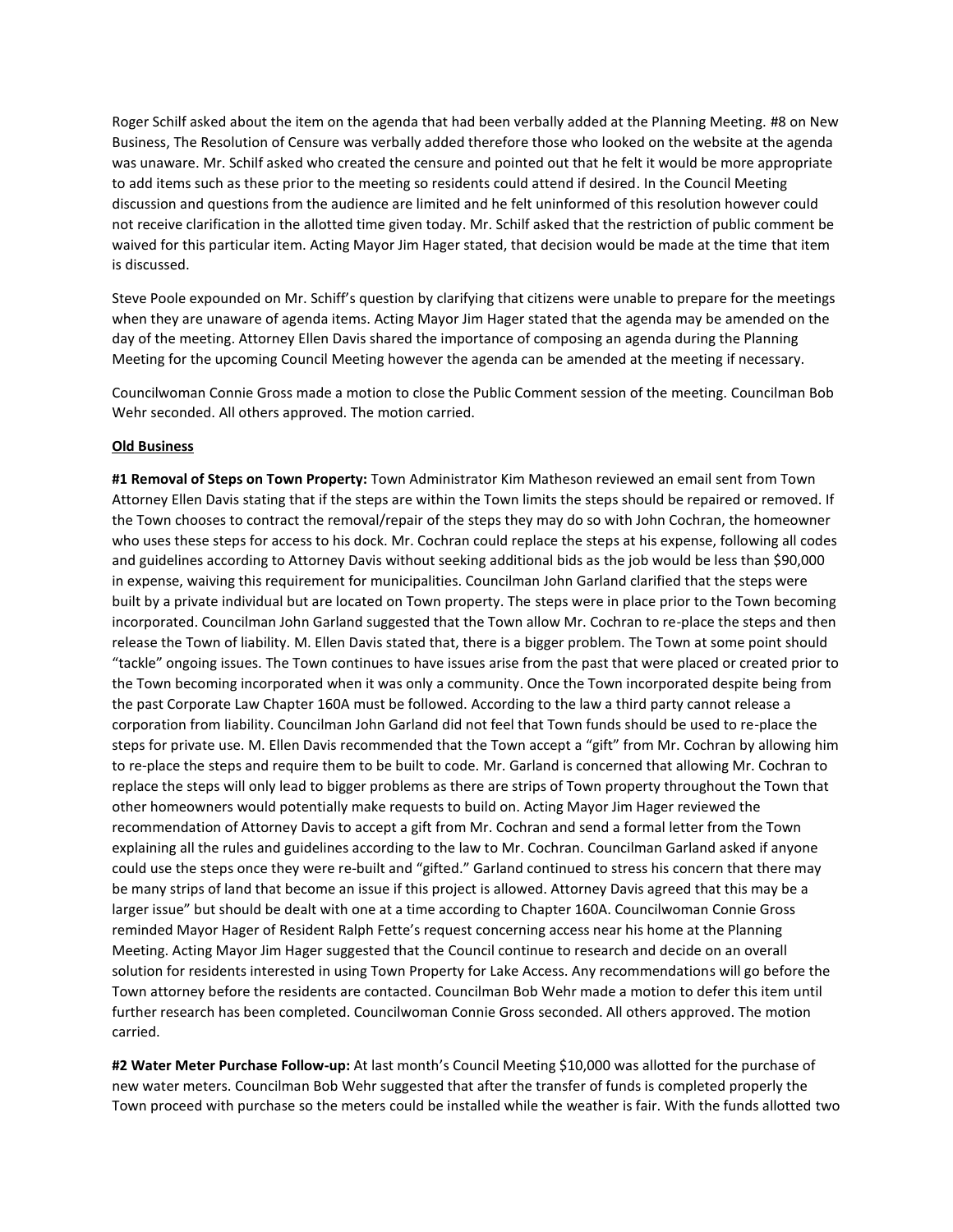Roger Schilf asked about the item on the agenda that had been verbally added at the Planning Meeting. #8 on New Business, The Resolution of Censure was verbally added therefore those who looked on the website at the agenda was unaware. Mr. Schilf asked who created the censure and pointed out that he felt it would be more appropriate to add items such as these prior to the meeting so residents could attend if desired. In the Council Meeting discussion and questions from the audience are limited and he felt uninformed of this resolution however could not receive clarification in the allotted time given today. Mr. Schilf asked that the restriction of public comment be waived for this particular item. Acting Mayor Jim Hager stated, that decision would be made at the time that item is discussed.

Steve Poole expounded on Mr. Schiff's question by clarifying that citizens were unable to prepare for the meetings when they are unaware of agenda items. Acting Mayor Jim Hager stated that the agenda may be amended on the day of the meeting. Attorney Ellen Davis shared the importance of composing an agenda during the Planning Meeting for the upcoming Council Meeting however the agenda can be amended at the meeting if necessary.

Councilwoman Connie Gross made a motion to close the Public Comment session of the meeting. Councilman Bob Wehr seconded. All others approved. The motion carried.

**Old Business**

**#1 Removal of Steps on Town Property:** Town Administrator Kim Matheson reviewed an email sent from Town Attorney Ellen Davis stating that if the steps are within the Town limits the steps should be repaired or removed. If the Town chooses to contract the removal/repair of the steps they may do so with John Cochran, the homeowner who uses these steps for access to his dock. Mr. Cochran could replace the steps at his expense, following all codes and guidelines according to Attorney Davis without seeking additional bids as the job would be less than $90,000 in expense, waiving this requirement for municipalities. Councilman John Garland clarified that the steps were built by a private individual but are located on Town property. The steps were in place prior to the Town becoming incorporated. Councilman John Garland suggested that the Town allow Mr. Cochran to re-place the steps and then release the Town of liability. M. Ellen Davis stated that, there is a bigger problem. The Town at some point should "tackle" ongoing issues. The Town continues to have issues arise from the past that were placed or created prior to the Town becoming incorporated when it was only a community. Once the Town incorporated despite being from the past Corporate Law Chapter 160A must be followed. According to the law a third party cannot release a corporation from liability. Councilman John Garland did not feel that Town funds should be used to re-place the steps for private use. M. Ellen Davis recommended that the Town accept a "gift" from Mr. Cochran by allowing him to re-place the steps and require them to be built to code. Mr. Garland is concerned that allowing Mr. Cochran to replace the steps will only lead to bigger problems as there are strips of Town property throughout the Town that other homeowners would potentially make requests to build on. Acting Mayor Jim Hager reviewed the recommendation of Attorney Davis to accept a gift from Mr. Cochran and send a formal letter from the Town explaining all the rules and guidelines according to the law to Mr. Cochran. Councilman Garland asked if anyone could use the steps once they were re-built and "gifted." Garland continued to stress his concern that there may be many strips of land that become an issue if this project is allowed. Attorney Davis agreed that this may be a larger issue" but should be dealt with one at a time according to Chapter 160A. Councilwoman Connie Gross reminded Mayor Hager of Resident Ralph Fette's request concerning access near his home at the Planning Meeting. Acting Mayor Jim Hager suggested that the Council continue to research and decide on an overall solution for residents interested in using Town Property for Lake Access. Any recommendations will go before the Town attorney before the residents are contacted. Councilman Bob Wehr made a motion to defer this item until further research has been completed. Councilwoman Connie Gross seconded. All others approved. The motion carried.

**#2 Water Meter Purchase Follow-up:** At last month's Council Meeting $10,000 was allotted for the purchase of new water meters. Councilman Bob Wehr suggested that after the transfer of funds is completed properly the Town proceed with purchase so the meters could be installed while the weather is fair. With the funds allotted two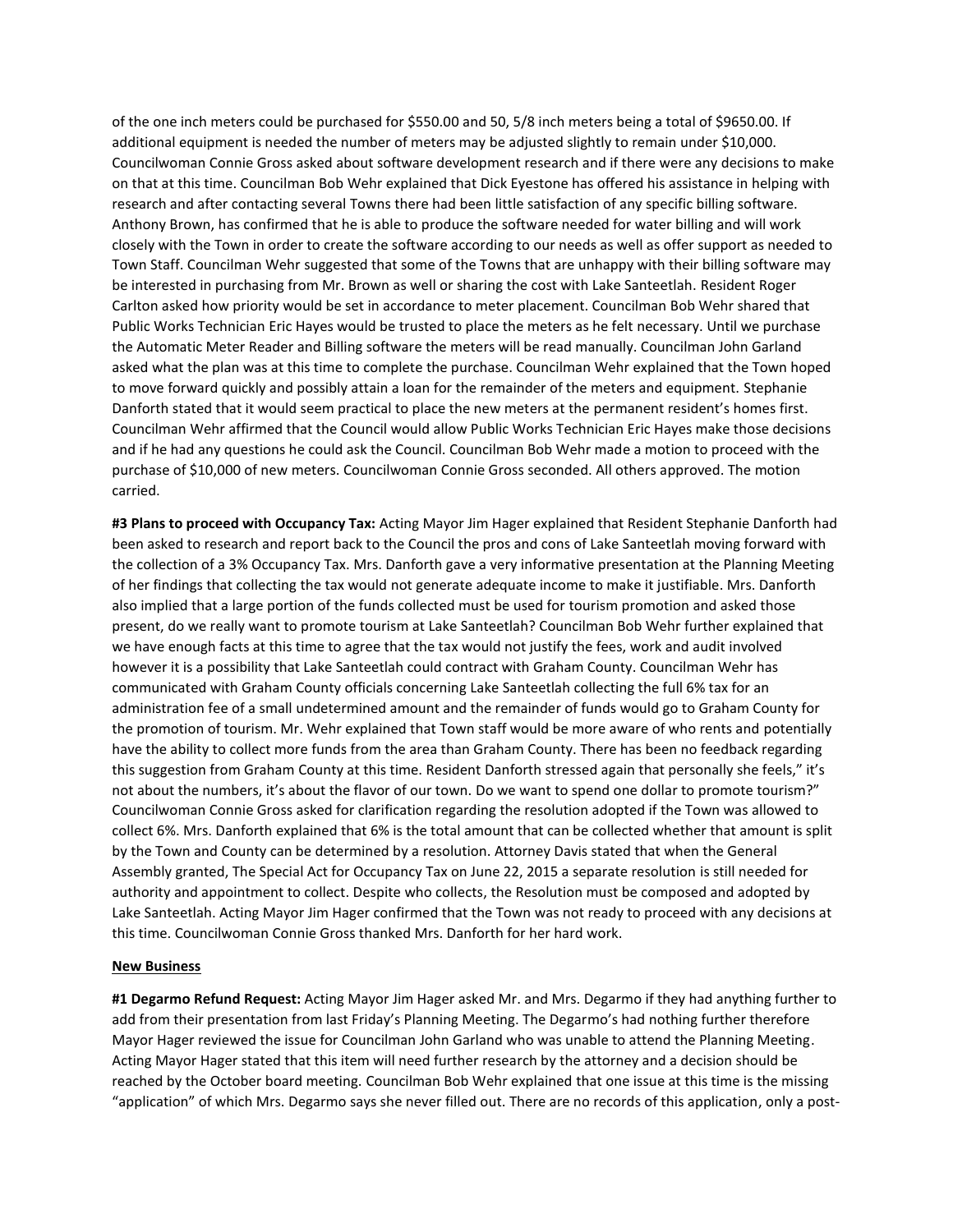of the one inch meters could be purchased for $550.00 and 50, 5/8 inch meters being a total of $9650.00. If additional equipment is needed the number of meters may be adjusted slightly to remain under $10,000. Councilwoman Connie Gross asked about software development research and if there were any decisions to make on that at this time. Councilman Bob Wehr explained that Dick Eyestone has offered his assistance in helping with research and after contacting several Towns there had been little satisfaction of any specific billing software. Anthony Brown, has confirmed that he is able to produce the software needed for water billing and will work closely with the Town in order to create the software according to our needs as well as offer support as needed to Town Staff. Councilman Wehr suggested that some of the Towns that are unhappy with their billing software may be interested in purchasing from Mr. Brown as well or sharing the cost with Lake Santeetlah. Resident Roger Carlton asked how priority would be set in accordance to meter placement. Councilman Bob Wehr shared that Public Works Technician Eric Hayes would be trusted to place the meters as he felt necessary. Until we purchase the Automatic Meter Reader and Billing software the meters will be read manually. Councilman John Garland asked what the plan was at this time to complete the purchase. Councilman Wehr explained that the Town hoped to move forward quickly and possibly attain a loan for the remainder of the meters and equipment. Stephanie Danforth stated that it would seem practical to place the new meters at the permanent resident's homes first. Councilman Wehr affirmed that the Council would allow Public Works Technician Eric Hayes make those decisions and if he had any questions he could ask the Council. Councilman Bob Wehr made a motion to proceed with the purchase of $10,000 of new meters. Councilwoman Connie Gross seconded. All others approved. The motion carried.

**#3 Plans to proceed with Occupancy Tax:** Acting Mayor Jim Hager explained that Resident Stephanie Danforth had been asked to research and report back to the Council the pros and cons of Lake Santeetlah moving forward with the collection of a 3% Occupancy Tax. Mrs. Danforth gave a very informative presentation at the Planning Meeting of her findings that collecting the tax would not generate adequate income to make it justifiable. Mrs. Danforth also implied that a large portion of the funds collected must be used for tourism promotion and asked those present, do we really want to promote tourism at Lake Santeetlah? Councilman Bob Wehr further explained that we have enough facts at this time to agree that the tax would not justify the fees, work and audit involved however it is a possibility that Lake Santeetlah could contract with Graham County. Councilman Wehr has communicated with Graham County officials concerning Lake Santeetlah collecting the full 6% tax for an administration fee of a small undetermined amount and the remainder of funds would go to Graham County for the promotion of tourism. Mr. Wehr explained that Town staff would be more aware of who rents and potentially have the ability to collect more funds from the area than Graham County. There has been no feedback regarding this suggestion from Graham County at this time. Resident Danforth stressed again that personally she feels," it's not about the numbers, it's about the flavor of our town. Do we want to spend one dollar to promote tourism?" Councilwoman Connie Gross asked for clarification regarding the resolution adopted if the Town was allowed to collect 6%. Mrs. Danforth explained that 6% is the total amount that can be collected whether that amount is split by the Town and County can be determined by a resolution. Attorney Davis stated that when the General Assembly granted, The Special Act for Occupancy Tax on June 22, 2015 a separate resolution is still needed for authority and appointment to collect. Despite who collects, the Resolution must be composed and adopted by Lake Santeetlah. Acting Mayor Jim Hager confirmed that the Town was not ready to proceed with any decisions at this time. Councilwoman Connie Gross thanked Mrs. Danforth for her hard work.

**New Business**

**#1 Degarmo Refund Request:** Acting Mayor Jim Hager asked Mr. and Mrs. Degarmo if they had anything further to add from their presentation from last Friday's Planning Meeting. The Degarmo's had nothing further therefore Mayor Hager reviewed the issue for Councilman John Garland who was unable to attend the Planning Meeting. Acting Mayor Hager stated that this item will need further research by the attorney and a decision should be reached by the October board meeting. Councilman Bob Wehr explained that one issue at this time is the missing "application" of which Mrs. Degarmo says she never filled out. There are no records of this application, only a post-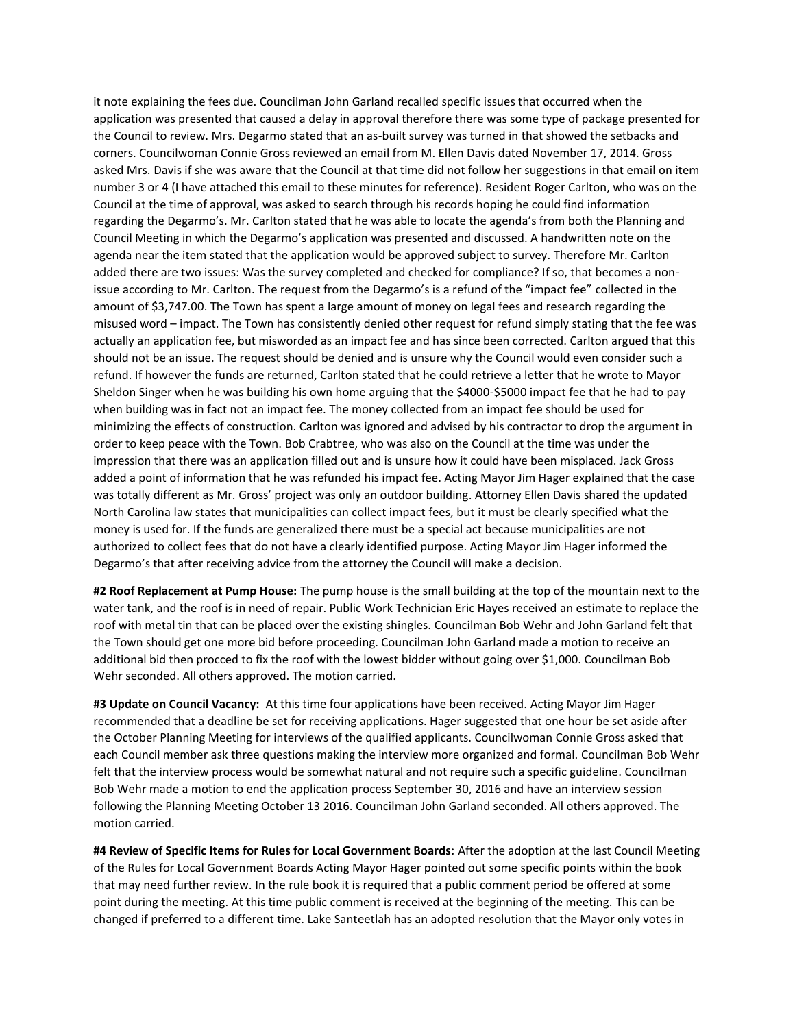it note explaining the fees due. Councilman John Garland recalled specific issues that occurred when the application was presented that caused a delay in approval therefore there was some type of package presented for the Council to review. Mrs. Degarmo stated that an as-built survey was turned in that showed the setbacks and corners. Councilwoman Connie Gross reviewed an email from M. Ellen Davis dated November 17, 2014. Gross asked Mrs. Davis if she was aware that the Council at that time did not follow her suggestions in that email on item number 3 or 4 (I have attached this email to these minutes for reference). Resident Roger Carlton, who was on the Council at the time of approval, was asked to search through his records hoping he could find information regarding the Degarmo's. Mr. Carlton stated that he was able to locate the agenda's from both the Planning and Council Meeting in which the Degarmo's application was presented and discussed. A handwritten note on the agenda near the item stated that the application would be approved subject to survey. Therefore Mr. Carlton added there are two issues: Was the survey completed and checked for compliance? If so, that becomes a non-issue according to Mr. Carlton. The request from the Degarmo's is a refund of the "impact fee" collected in the amount of $3,747.00. The Town has spent a large amount of money on legal fees and research regarding the misused word – impact. The Town has consistently denied other request for refund simply stating that the fee was actually an application fee, but misworded as an impact fee and has since been corrected. Carlton argued that this should not be an issue. The request should be denied and is unsure why the Council would even consider such a refund. If however the funds are returned, Carlton stated that he could retrieve a letter that he wrote to Mayor Sheldon Singer when he was building his own home arguing that the $4000-$5000 impact fee that he had to pay when building was in fact not an impact fee. The money collected from an impact fee should be used for minimizing the effects of construction. Carlton was ignored and advised by his contractor to drop the argument in order to keep peace with the Town. Bob Crabtree, who was also on the Council at the time was under the impression that there was an application filled out and is unsure how it could have been misplaced. Jack Gross added a point of information that he was refunded his impact fee. Acting Mayor Jim Hager explained that the case was totally different as Mr. Gross' project was only an outdoor building. Attorney Ellen Davis shared the updated North Carolina law states that municipalities can collect impact fees, but it must be clearly specified what the money is used for. If the funds are generalized there must be a special act because municipalities are not authorized to collect fees that do not have a clearly identified purpose. Acting Mayor Jim Hager informed the Degarmo's that after receiving advice from the attorney the Council will make a decision.

**#2 Roof Replacement at Pump House:** The pump house is the small building at the top of the mountain next to the water tank, and the roof is in need of repair. Public Work Technician Eric Hayes received an estimate to replace the roof with metal tin that can be placed over the existing shingles. Councilman Bob Wehr and John Garland felt that the Town should get one more bid before proceeding. Councilman John Garland made a motion to receive an additional bid then procced to fix the roof with the lowest bidder without going over $1,000. Councilman Bob Wehr seconded. All others approved. The motion carried.

**#3 Update on Council Vacancy:** At this time four applications have been received. Acting Mayor Jim Hager recommended that a deadline be set for receiving applications. Hager suggested that one hour be set aside after the October Planning Meeting for interviews of the qualified applicants. Councilwoman Connie Gross asked that each Council member ask three questions making the interview more organized and formal. Councilman Bob Wehr felt that the interview process would be somewhat natural and not require such a specific guideline. Councilman Bob Wehr made a motion to end the application process September 30, 2016 and have an interview session following the Planning Meeting October 13 2016. Councilman John Garland seconded. All others approved. The motion carried.

**#4 Review of Specific Items for Rules for Local Government Boards:** After the adoption at the last Council Meeting of the Rules for Local Government Boards Acting Mayor Hager pointed out some specific points within the book that may need further review. In the rule book it is required that a public comment period be offered at some point during the meeting. At this time public comment is received at the beginning of the meeting. This can be changed if preferred to a different time. Lake Santeetlah has an adopted resolution that the Mayor only votes in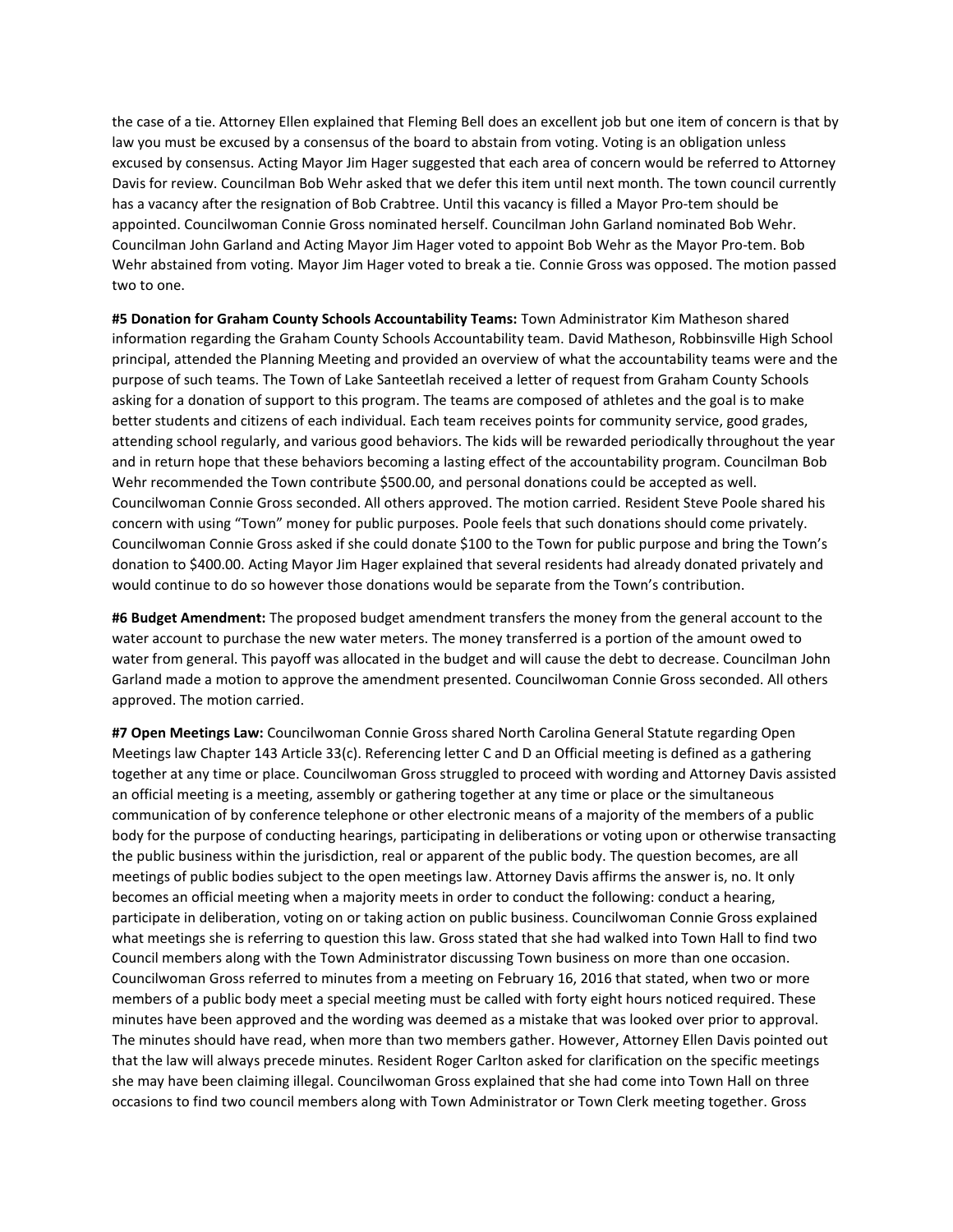the case of a tie. Attorney Ellen explained that Fleming Bell does an excellent job but one item of concern is that by law you must be excused by a consensus of the board to abstain from voting. Voting is an obligation unless excused by consensus. Acting Mayor Jim Hager suggested that each area of concern would be referred to Attorney Davis for review. Councilman Bob Wehr asked that we defer this item until next month. The town council currently has a vacancy after the resignation of Bob Crabtree. Until this vacancy is filled a Mayor Pro-tem should be appointed. Councilwoman Connie Gross nominated herself. Councilman John Garland nominated Bob Wehr. Councilman John Garland and Acting Mayor Jim Hager voted to appoint Bob Wehr as the Mayor Pro-tem. Bob Wehr abstained from voting. Mayor Jim Hager voted to break a tie. Connie Gross was opposed. The motion passed two to one.

**#5 Donation for Graham County Schools Accountability Teams:** Town Administrator Kim Matheson shared information regarding the Graham County Schools Accountability team. David Matheson, Robbinsville High School principal, attended the Planning Meeting and provided an overview of what the accountability teams were and the purpose of such teams. The Town of Lake Santeetlah received a letter of request from Graham County Schools asking for a donation of support to this program. The teams are composed of athletes and the goal is to make better students and citizens of each individual. Each team receives points for community service, good grades, attending school regularly, and various good behaviors. The kids will be rewarded periodically throughout the year and in return hope that these behaviors becoming a lasting effect of the accountability program. Councilman Bob Wehr recommended the Town contribute $500.00, and personal donations could be accepted as well. Councilwoman Connie Gross seconded. All others approved. The motion carried. Resident Steve Poole shared his concern with using "Town" money for public purposes. Poole feels that such donations should come privately. Councilwoman Connie Gross asked if she could donate $100 to the Town for public purpose and bring the Town's donation to $400.00. Acting Mayor Jim Hager explained that several residents had already donated privately and would continue to do so however those donations would be separate from the Town's contribution.

**#6 Budget Amendment:** The proposed budget amendment transfers the money from the general account to the water account to purchase the new water meters. The money transferred is a portion of the amount owed to water from general. This payoff was allocated in the budget and will cause the debt to decrease. Councilman John Garland made a motion to approve the amendment presented. Councilwoman Connie Gross seconded. All others approved. The motion carried.

**#7 Open Meetings Law:** Councilwoman Connie Gross shared North Carolina General Statute regarding Open Meetings law Chapter 143 Article 33(c). Referencing letter C and D an Official meeting is defined as a gathering together at any time or place. Councilwoman Gross struggled to proceed with wording and Attorney Davis assisted an official meeting is a meeting, assembly or gathering together at any time or place or the simultaneous communication of by conference telephone or other electronic means of a majority of the members of a public body for the purpose of conducting hearings, participating in deliberations or voting upon or otherwise transacting the public business within the jurisdiction, real or apparent of the public body. The question becomes, are all meetings of public bodies subject to the open meetings law. Attorney Davis affirms the answer is, no. It only becomes an official meeting when a majority meets in order to conduct the following: conduct a hearing, participate in deliberation, voting on or taking action on public business. Councilwoman Connie Gross explained what meetings she is referring to question this law. Gross stated that she had walked into Town Hall to find two Council members along with the Town Administrator discussing Town business on more than one occasion. Councilwoman Gross referred to minutes from a meeting on February 16, 2016 that stated, when two or more members of a public body meet a special meeting must be called with forty eight hours noticed required. These minutes have been approved and the wording was deemed as a mistake that was looked over prior to approval. The minutes should have read, when more than two members gather. However, Attorney Ellen Davis pointed out that the law will always precede minutes. Resident Roger Carlton asked for clarification on the specific meetings she may have been claiming illegal. Councilwoman Gross explained that she had come into Town Hall on three occasions to find two council members along with Town Administrator or Town Clerk meeting together. Gross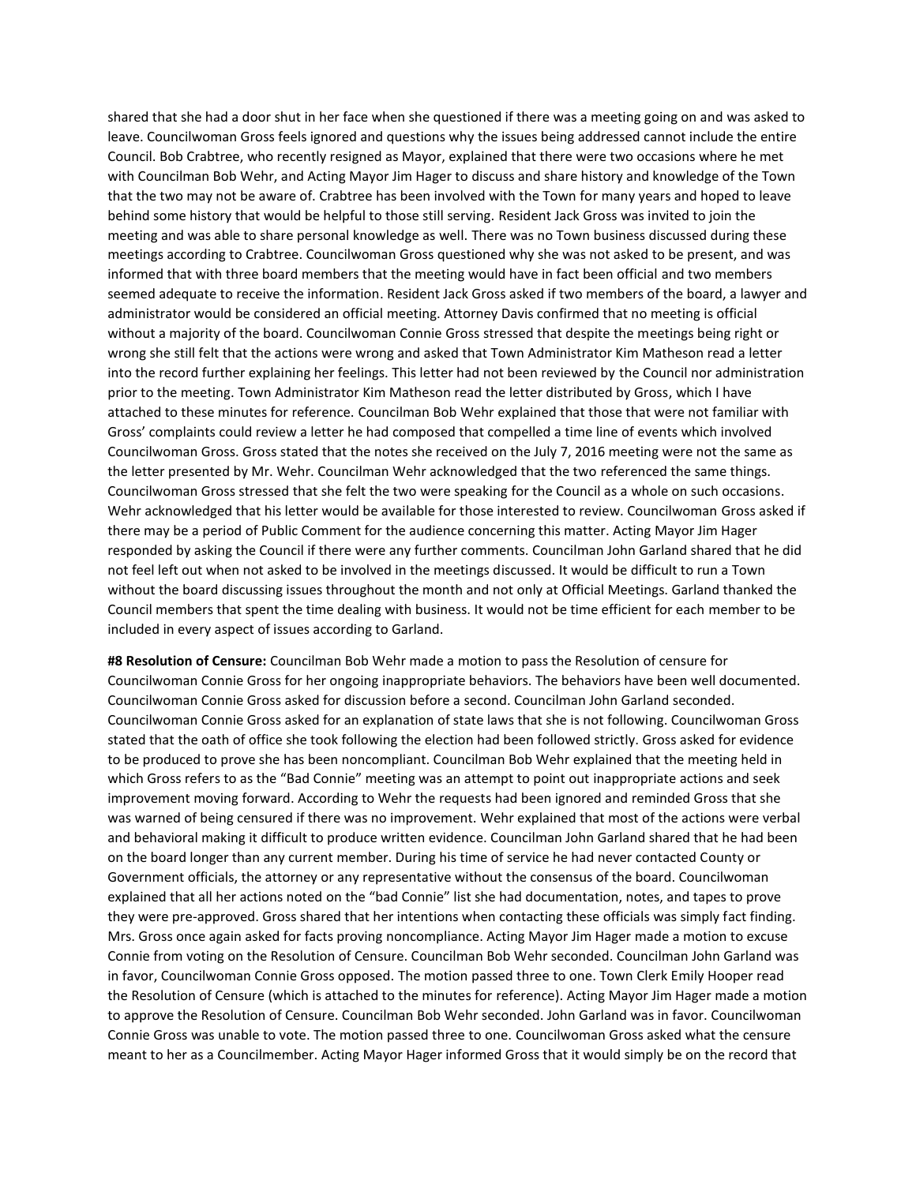shared that she had a door shut in her face when she questioned if there was a meeting going on and was asked to leave. Councilwoman Gross feels ignored and questions why the issues being addressed cannot include the entire Council. Bob Crabtree, who recently resigned as Mayor, explained that there were two occasions where he met with Councilman Bob Wehr, and Acting Mayor Jim Hager to discuss and share history and knowledge of the Town that the two may not be aware of. Crabtree has been involved with the Town for many years and hoped to leave behind some history that would be helpful to those still serving. Resident Jack Gross was invited to join the meeting and was able to share personal knowledge as well. There was no Town business discussed during these meetings according to Crabtree. Councilwoman Gross questioned why she was not asked to be present, and was informed that with three board members that the meeting would have in fact been official and two members seemed adequate to receive the information. Resident Jack Gross asked if two members of the board, a lawyer and administrator would be considered an official meeting. Attorney Davis confirmed that no meeting is official without a majority of the board. Councilwoman Connie Gross stressed that despite the meetings being right or wrong she still felt that the actions were wrong and asked that Town Administrator Kim Matheson read a letter into the record further explaining her feelings. This letter had not been reviewed by the Council nor administration prior to the meeting. Town Administrator Kim Matheson read the letter distributed by Gross, which I have attached to these minutes for reference. Councilman Bob Wehr explained that those that were not familiar with Gross' complaints could review a letter he had composed that compelled a time line of events which involved Councilwoman Gross. Gross stated that the notes she received on the July 7, 2016 meeting were not the same as the letter presented by Mr. Wehr. Councilman Wehr acknowledged that the two referenced the same things. Councilwoman Gross stressed that she felt the two were speaking for the Council as a whole on such occasions. Wehr acknowledged that his letter would be available for those interested to review. Councilwoman Gross asked if there may be a period of Public Comment for the audience concerning this matter. Acting Mayor Jim Hager responded by asking the Council if there were any further comments. Councilman John Garland shared that he did not feel left out when not asked to be involved in the meetings discussed. It would be difficult to run a Town without the board discussing issues throughout the month and not only at Official Meetings. Garland thanked the Council members that spent the time dealing with business. It would not be time efficient for each member to be included in every aspect of issues according to Garland.

**#8 Resolution of Censure:** Councilman Bob Wehr made a motion to pass the Resolution of censure for Councilwoman Connie Gross for her ongoing inappropriate behaviors. The behaviors have been well documented. Councilwoman Connie Gross asked for discussion before a second. Councilman John Garland seconded. Councilwoman Connie Gross asked for an explanation of state laws that she is not following. Councilwoman Gross stated that the oath of office she took following the election had been followed strictly. Gross asked for evidence to be produced to prove she has been noncompliant. Councilman Bob Wehr explained that the meeting held in which Gross refers to as the "Bad Connie" meeting was an attempt to point out inappropriate actions and seek improvement moving forward. According to Wehr the requests had been ignored and reminded Gross that she was warned of being censured if there was no improvement. Wehr explained that most of the actions were verbal and behavioral making it difficult to produce written evidence. Councilman John Garland shared that he had been on the board longer than any current member. During his time of service he had never contacted County or Government officials, the attorney or any representative without the consensus of the board. Councilwoman explained that all her actions noted on the "bad Connie" list she had documentation, notes, and tapes to prove they were pre-approved. Gross shared that her intentions when contacting these officials was simply fact finding. Mrs. Gross once again asked for facts proving noncompliance. Acting Mayor Jim Hager made a motion to excuse Connie from voting on the Resolution of Censure. Councilman Bob Wehr seconded. Councilman John Garland was in favor, Councilwoman Connie Gross opposed. The motion passed three to one. Town Clerk Emily Hooper read the Resolution of Censure (which is attached to the minutes for reference). Acting Mayor Jim Hager made a motion to approve the Resolution of Censure. Councilman Bob Wehr seconded. John Garland was in favor. Councilwoman Connie Gross was unable to vote. The motion passed three to one. Councilwoman Gross asked what the censure meant to her as a Councilmember. Acting Mayor Hager informed Gross that it would simply be on the record that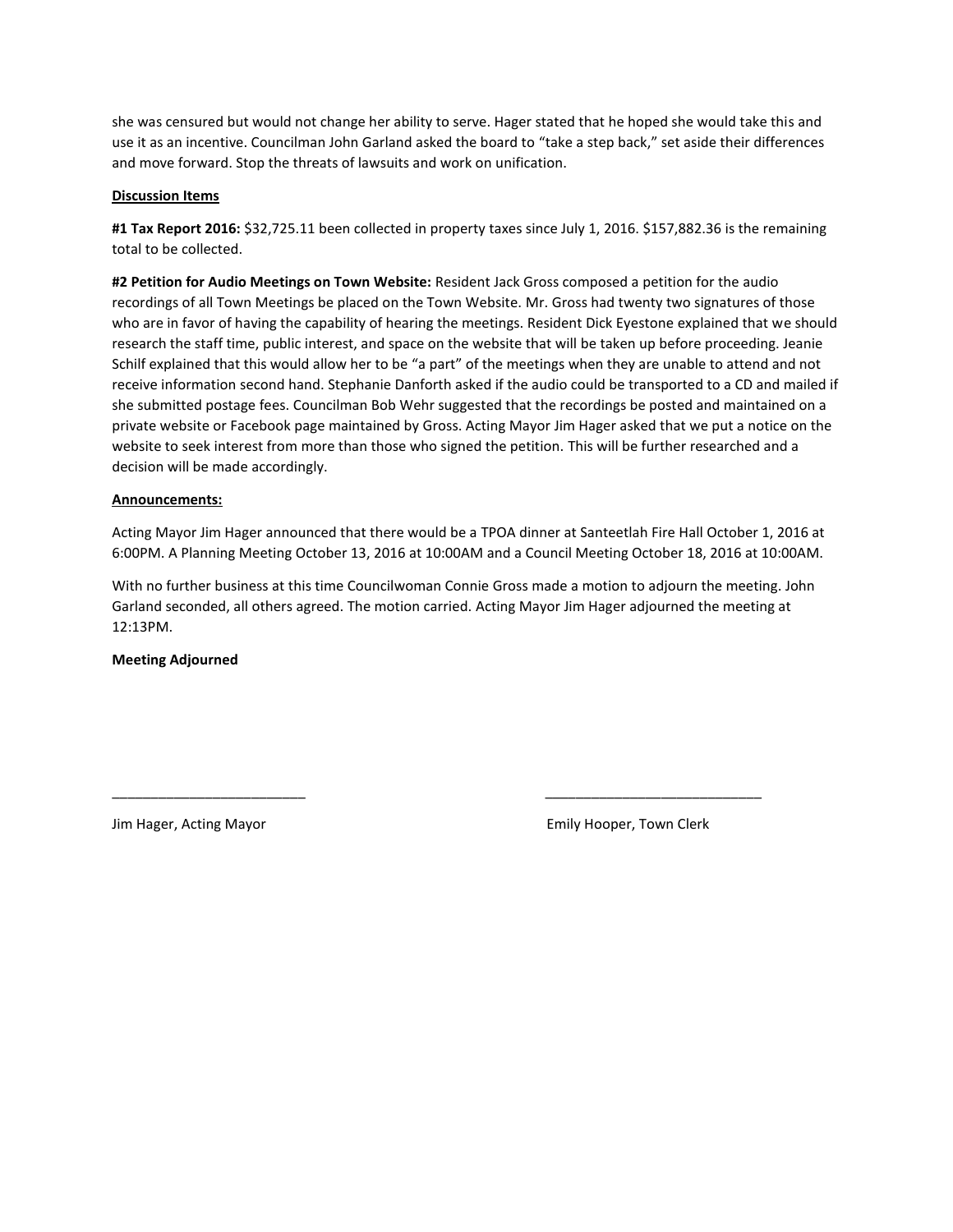she was censured but would not change her ability to serve. Hager stated that he hoped she would take this and use it as an incentive. Councilman John Garland asked the board to "take a step back," set aside their differences and move forward. Stop the threats of lawsuits and work on unification.

**Discussion Items**

**#1 Tax Report 2016:** $32,725.11 been collected in property taxes since July 1, 2016. $157,882.36 is the remaining total to be collected.

**#2 Petition for Audio Meetings on Town Website:** Resident Jack Gross composed a petition for the audio recordings of all Town Meetings be placed on the Town Website. Mr. Gross had twenty two signatures of those who are in favor of having the capability of hearing the meetings. Resident Dick Eyestone explained that we should research the staff time, public interest, and space on the website that will be taken up before proceeding. Jeanie Schilf explained that this would allow her to be "a part" of the meetings when they are unable to attend and not receive information second hand. Stephanie Danforth asked if the audio could be transported to a CD and mailed if she submitted postage fees. Councilman Bob Wehr suggested that the recordings be posted and maintained on a private website or Facebook page maintained by Gross. Acting Mayor Jim Hager asked that we put a notice on the website to seek interest from more than those who signed the petition. This will be further researched and a decision will be made accordingly.

**Announcements:**

Acting Mayor Jim Hager announced that there would be a TPOA dinner at Santeetlah Fire Hall October 1, 2016 at 6:00PM. A Planning Meeting October 13, 2016 at 10:00AM and a Council Meeting October 18, 2016 at 10:00AM.

With no further business at this time Councilwoman Connie Gross made a motion to adjourn the meeting. John Garland seconded, all others agreed. The motion carried. Acting Mayor Jim Hager adjourned the meeting at 12:13PM.

**Meeting Adjourned**

\_\_\_\_\_\_\_\_\_\_\_\_\_\_\_\_\_\_\_\_\_\_\_\_\_\_\_ \_\_\_\_\_\_\_\_\_\_\_\_\_\_\_\_\_\_\_\_\_\_\_\_\_\_\_\_\_\_

Jim Hager, Acting Mayor Emily Hooper, Town Clerk